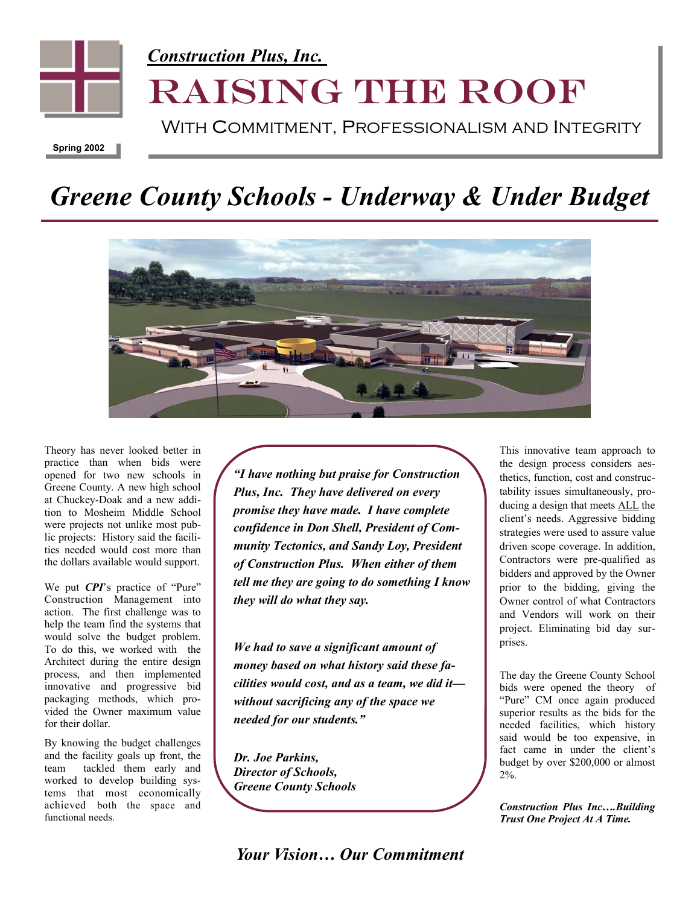*Construction Plus, Inc.*

# RAISING THE ROOF

With Commitment, Professionalism and Integrity

**Spring 2002**

# *Greene County Schools - Underway & Under Budget*

Theory has never looked better in practice than when bids were opened for two new schools in Greene County. A new high school at Chuckey-Doak and a new addition to Mosheim Middle School were projects not unlike most public projects: History said the facilities needed would cost more than the dollars available would support.

We put ***CPI***'s practice of "Pure" Construction Management into action. The first challenge was to help the team find the systems that would solve the budget problem. To do this, we worked with the Architect during the entire design process, and then implemented innovative and progressive bid packaging methods, which provided the Owner maximum value for their dollar.

By knowing the budget challenges and the facility goals up front, the team tackled them early and worked to develop building systems that most economically achieved both the space and functional needs.

> ***"I have nothing but praise for Construction Plus, Inc. They have delivered on every promise they have made. I have complete confidence in Don Shell, President of Community Tectonics, and Sandy Loy, President of Construction Plus. When either of them tell me they are going to do something I know they will do what they say.***
>
> ***We had to save a significant amount of money based on what history said these facilities would cost, and as a team, we did it—without sacrificing any of the space we needed for our students."***
>
> ***Dr. Joe Parkins,***
> ***Director of Schools,***
> ***Greene County Schools***

This innovative team approach to the design process considers aesthetics, function, cost and constructability issues simultaneously, producing a design that meets ALL the client's needs. Aggressive bidding strategies were used to assure value driven scope coverage. In addition, Contractors were pre-qualified as bidders and approved by the Owner prior to the bidding, giving the Owner control of what Contractors and Vendors will work on their project. Eliminating bid day surprises.

The day the Greene County School bids were opened the theory of "Pure" CM once again produced superior results as the bids for the needed facilities, which history said would be too expensive, in fact came in under the client's budget by over $200,000 or almost 2%.

***Construction Plus Inc….Building Trust One Project At A Time.***

*Your Vision… Our Commitment*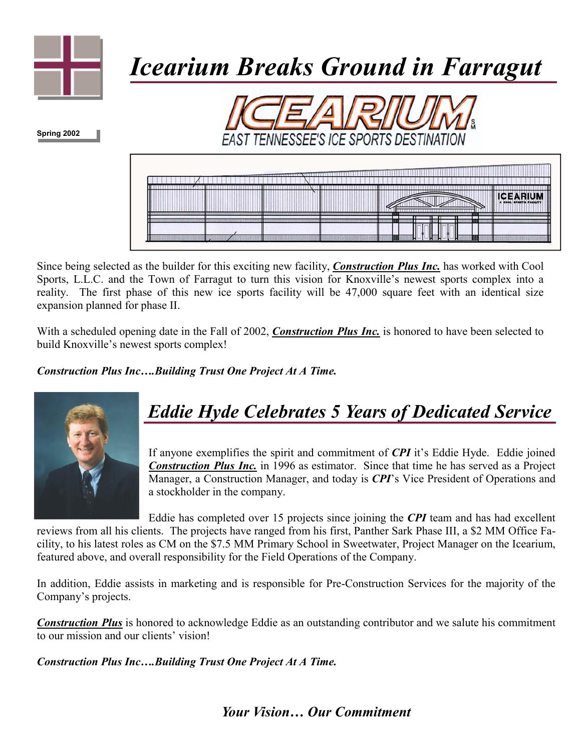# *Icearium Breaks Ground in Farragut*

**Spring 2002**

ICEARIUM
EAST TENNESSEE'S ICE SPORTS DESTINATION

Since being selected as the builder for this exciting new facility, ***Construction Plus Inc.*** has worked with Cool Sports, L.L.C. and the Town of Farragut to turn this vision for Knoxville's newest sports complex into a reality. The first phase of this new ice sports facility will be 47,000 square feet with an identical size expansion planned for phase II.

With a scheduled opening date in the Fall of 2002, ***Construction Plus Inc.*** is honored to have been selected to build Knoxville's newest sports complex!

***Construction Plus Inc….Building Trust One Project At A Time.***

## *Eddie Hyde Celebrates 5 Years of Dedicated Service*

If anyone exemplifies the spirit and commitment of ***CPI*** it's Eddie Hyde. Eddie joined ***Construction Plus Inc.*** in 1996 as estimator. Since that time he has served as a Project Manager, a Construction Manager, and today is ***CPI***'s Vice President of Operations and a stockholder in the company.

Eddie has completed over 15 projects since joining the ***CPI*** team and has had excellent reviews from all his clients. The projects have ranged from his first, Panther Sark Phase III, a $2 MM Office Facility, to his latest roles as CM on the $7.5 MM Primary School in Sweetwater, Project Manager on the Icearium, featured above, and overall responsibility for the Field Operations of the Company.

In addition, Eddie assists in marketing and is responsible for Pre-Construction Services for the majority of the Company's projects.

***Construction Plus*** is honored to acknowledge Eddie as an outstanding contributor and we salute his commitment to our mission and our clients' vision!

***Construction Plus Inc….Building Trust One Project At A Time.***

***Your Vision… Our Commitment***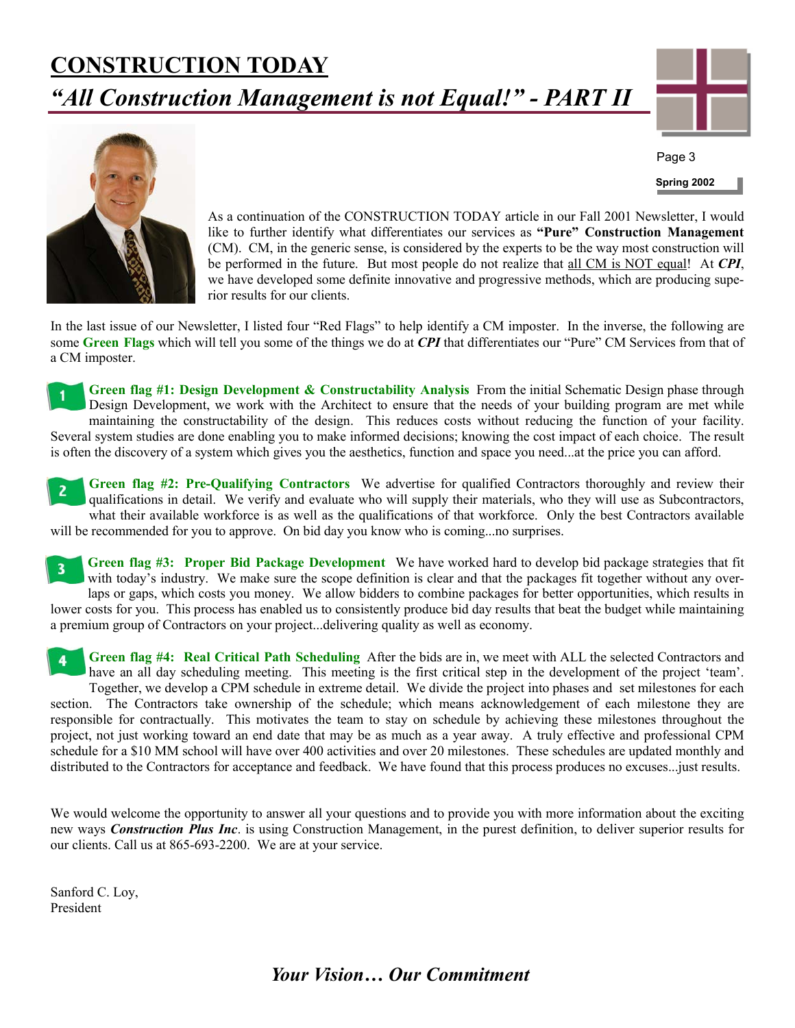# CONSTRUCTION TODAY

## *"All Construction Management is not Equal!" - PART II*

As a continuation of the CONSTRUCTION TODAY article in our Fall 2001 Newsletter, I would like to further identify what differentiates our services as **"Pure" Construction Management** (CM). CM, in the generic sense, is considered by the experts to be the way most construction will be performed in the future. But most people do not realize that all CM is NOT equal! At ***CPI***, we have developed some definite innovative and progressive methods, which are producing superior results for our clients.

In the last issue of our Newsletter, I listed four "Red Flags" to help identify a CM imposter. In the inverse, the following are some **Green Flags** which will tell you some of the things we do at ***CPI*** that differentiates our "Pure" CM Services from that of a CM imposter.

1. **Green flag #1: Design Development & Constructability Analysis** From the initial Schematic Design phase through Design Development, we work with the Architect to ensure that the needs of your building program are met while maintaining the constructability of the design. This reduces costs without reducing the function of your facility. Several system studies are done enabling you to make informed decisions; knowing the cost impact of each choice. The result is often the discovery of a system which gives you the aesthetics, function and space you need...at the price you can afford.

2. **Green flag #2: Pre-Qualifying Contractors** We advertise for qualified Contractors thoroughly and review their qualifications in detail. We verify and evaluate who will supply their materials, who they will use as Subcontractors, what their available workforce is as well as the qualifications of that workforce. Only the best Contractors available will be recommended for you to approve. On bid day you know who is coming...no surprises.

3. **Green flag #3: Proper Bid Package Development** We have worked hard to develop bid package strategies that fit with today's industry. We make sure the scope definition is clear and that the packages fit together without any overlaps or gaps, which costs you money. We allow bidders to combine packages for better opportunities, which results in lower costs for you. This process has enabled us to consistently produce bid day results that beat the budget while maintaining a premium group of Contractors on your project...delivering quality as well as economy.

4. **Green flag #4: Real Critical Path Scheduling** After the bids are in, we meet with ALL the selected Contractors and have an all day scheduling meeting. This meeting is the first critical step in the development of the project 'team'. Together, we develop a CPM schedule in extreme detail. We divide the project into phases and set milestones for each section. The Contractors take ownership of the schedule; which means acknowledgement of each milestone they are responsible for contractually. This motivates the team to stay on schedule by achieving these milestones throughout the project, not just working toward an end date that may be as much as a year away. A truly effective and professional CPM schedule for a $10 MM school will have over 400 activities and over 20 milestones. These schedules are updated monthly and distributed to the Contractors for acceptance and feedback. We have found that this process produces no excuses...just results.

We would welcome the opportunity to answer all your questions and to provide you with more information about the exciting new ways ***Construction Plus Inc***. is using Construction Management, in the purest definition, to deliver superior results for our clients. Call us at 865-693-2200. We are at your service.

Sanford C. Loy,
President

***Your Vision… Our Commitment***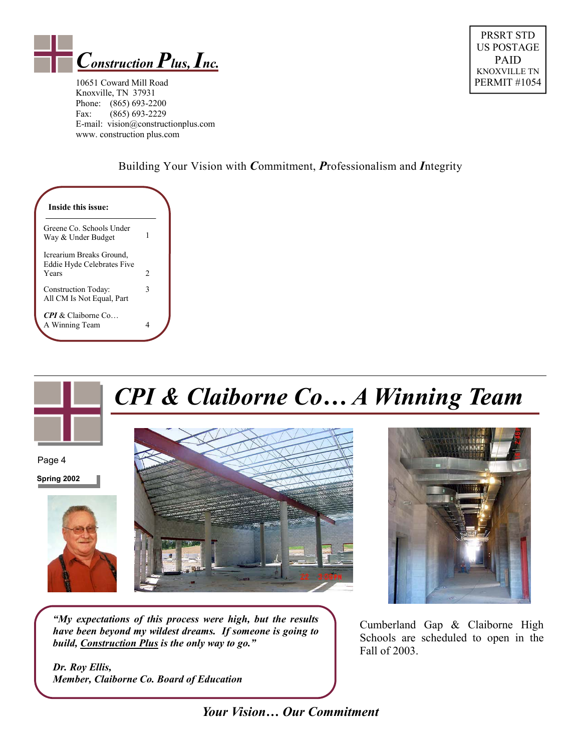# *C*onstruction *P*lus, *I*nc.

10651 Coward Mill Road
Knoxville, TN 37931
Phone: (865) 693-2200
Fax: (865) 693-2229
E-mail: vision@constructionplus.com
www. construction plus.com

PRSRT STD
US POSTAGE
PAID
KNOXVILLE TN
PERMIT #1054

Building Your Vision with ***C***ommitment, ***P***rofessionalism and ***I***ntegrity

**Inside this issue:**

| | |
|---|---|
| Greene Co. Schools Under Way & Under Budget | 1 |
| Icrearium Breaks Ground, Eddie Hyde Celebrates Five Years | 2 |
| Construction Today: All CM Is Not Equal, Part | 3 |
| ***CPI*** & Claiborne Co… A Winning Team | 4 |

# *CPI & Claiborne Co… A Winning Team*

Spring 2002

***"My expectations of this process were high, but the results have been beyond my wildest dreams. If someone is going to build, <u>Construction Plus</u> is the only way to go."***

***Dr. Roy Ellis,***
***Member, Claiborne Co. Board of Education***

Cumberland Gap & Claiborne High Schools are scheduled to open in the Fall of 2003.

***Your Vision… Our Commitment***